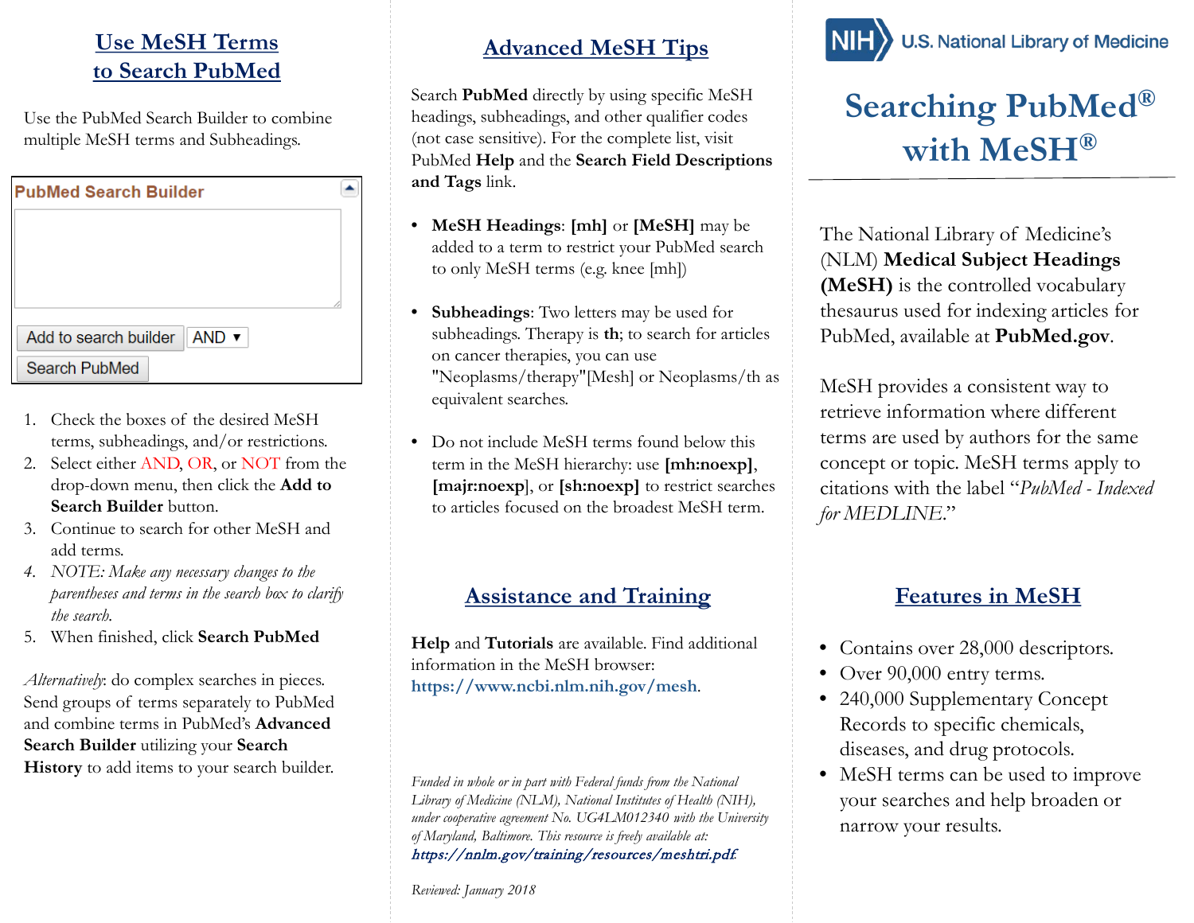## Use MeSH Terms to Search PubMed

Use the PubMed Search Builder to combine multiple MeSH terms and Subheadings.

PubMed Search Builder

Add to search builder | AND

Search PubMed

1. Check the boxes of the desired MeSH terms, subheadings, and/or restrictions.
2. Select either AND, OR, or NOT from the drop-down menu, then click the **Add to Search Builder** button.
3. Continue to search for other MeSH and add terms.
4. *NOTE: Make any necessary changes to the parentheses and terms in the search box to clarify the search.*
5. When finished, click **Search PubMed**

*Alternatively*: do complex searches in pieces. Send groups of terms separately to PubMed and combine terms in PubMed's **Advanced Search Builder** utilizing your **Search History** to add items to your search builder.

## Advanced MeSH Tips

Search **PubMed** directly by using specific MeSH headings, subheadings, and other qualifier codes (not case sensitive). For the complete list, visit PubMed **Help** and the **Search Field Descriptions and Tags** link.

- **MeSH Headings**: **[mh]** or **[MeSH]** may be added to a term to restrict your PubMed search to only MeSH terms (e.g. knee [mh])
- **Subheadings**: Two letters may be used for subheadings. Therapy is **th**; to search for articles on cancer therapies, you can use "Neoplasms/therapy"[Mesh] or Neoplasms/th as equivalent searches.
- Do not include MeSH terms found below this term in the MeSH hierarchy: use **[mh:noexp]**, **[majr:noexp]**, or **[sh:noexp]** to restrict searches to articles focused on the broadest MeSH term.

## Assistance and Training

**Help** and **Tutorials** are available. Find additional information in the MeSH browser: https://www.ncbi.nlm.nih.gov/mesh.

*Funded in whole or in part with Federal funds from the National Library of Medicine (NLM), National Institutes of Health (NIH), under cooperative agreement No. UG4LM012340 with the University of Maryland, Baltimore. This resource is freely available at: https://nnlm.gov/training/resources/meshtri.pdf*

*Reviewed: January 2018*

NIH U.S. National Library of Medicine

# Searching PubMed® with MeSH®

The National Library of Medicine's (NLM) **Medical Subject Headings (MeSH)** is the controlled vocabulary thesaurus used for indexing articles for PubMed, available at **PubMed.gov**.

MeSH provides a consistent way to retrieve information where different terms are used by authors for the same concept or topic. MeSH terms apply to citations with the label "*PubMed - Indexed for MEDLINE*."

## Features in MeSH

- Contains over 28,000 descriptors.
- Over 90,000 entry terms.
- 240,000 Supplementary Concept Records to specific chemicals, diseases, and drug protocols.
- MeSH terms can be used to improve your searches and help broaden or narrow your results.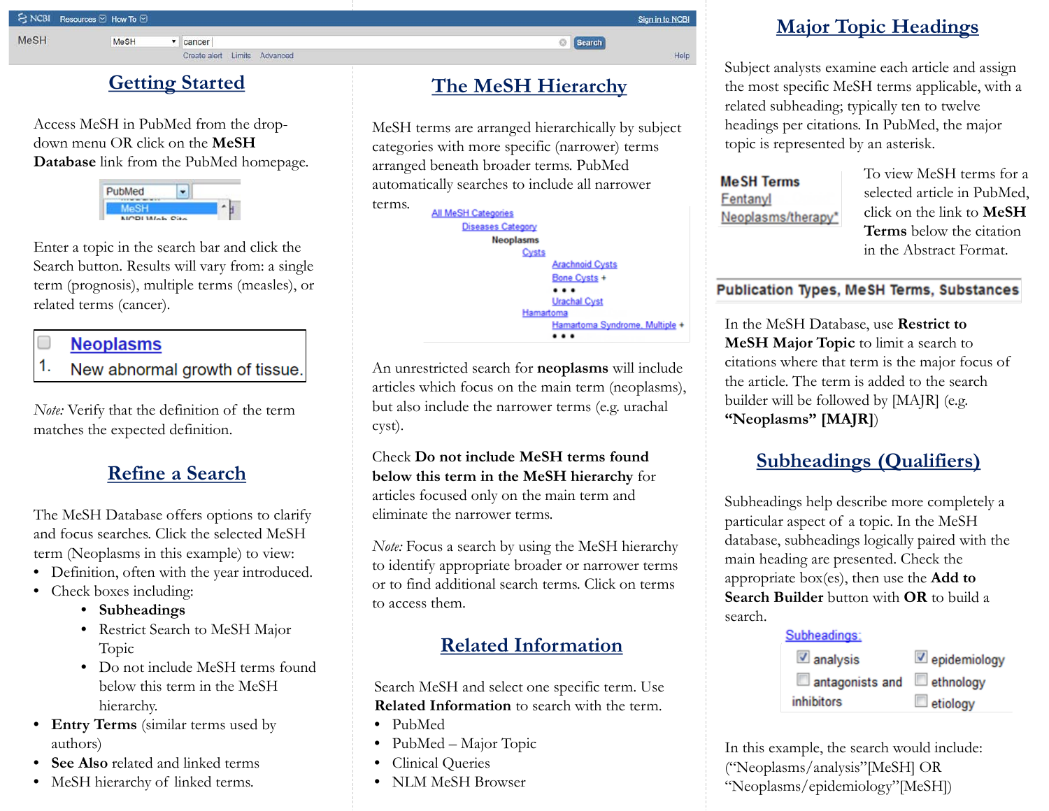## Getting Started

Access MeSH in PubMed from the drop-down menu OR click on the **MeSH Database** link from the PubMed homepage.

Enter a topic in the search bar and click the Search button. Results will vary from: a single term (prognosis), multiple terms (measles), or related terms (cancer).

*Note:* Verify that the definition of the term matches the expected definition.

## Refine a Search

The MeSH Database offers options to clarify and focus searches. Click the selected MeSH term (Neoplasms in this example) to view:

- Definition, often with the year introduced.
- Check boxes including:
  - **Subheadings**
  - Restrict Search to MeSH Major Topic
  - Do not include MeSH terms found below this term in the MeSH hierarchy.
- **Entry Terms** (similar terms used by authors)
- **See Also** related and linked terms
- MeSH hierarchy of linked terms.

## The MeSH Hierarchy

MeSH terms are arranged hierarchically by subject categories with more specific (narrower) terms arranged beneath broader terms. PubMed automatically searches to include all narrower terms.

An unrestricted search for **neoplasms** will include articles which focus on the main term (neoplasms), but also include the narrower terms (e.g. urachal cyst).

Check **Do not include MeSH terms found below this term in the MeSH hierarchy** for articles focused only on the main term and eliminate the narrower terms.

*Note:* Focus a search by using the MeSH hierarchy to identify appropriate broader or narrower terms or to find additional search terms. Click on terms to access them.

## Related Information

Search MeSH and select one specific term. Use **Related Information** to search with the term.

- PubMed
- PubMed – Major Topic
- Clinical Queries
- NLM MeSH Browser

## Major Topic Headings

Subject analysts examine each article and assign the most specific MeSH terms applicable, with a related subheading; typically ten to twelve headings per citations. In PubMed, the major topic is represented by an asterisk.

To view MeSH terms for a selected article in PubMed, click on the link to **MeSH Terms** below the citation in the Abstract Format.

In the MeSH Database, use **Restrict to MeSH Major Topic** to limit a search to citations where that term is the major focus of the article. The term is added to the search builder will be followed by [MAJR] (e.g. **"Neoplasms" [MAJR]**)

## Subheadings (Qualifiers)

Subheadings help describe more completely a particular aspect of a topic. In the MeSH database, subheadings logically paired with the main heading are presented. Check the appropriate box(es), then use the **Add to Search Builder** button with **OR** to build a search.

In this example, the search would include: ("Neoplasms/analysis"[MeSH] OR "Neoplasms/epidemiology"[MeSH])